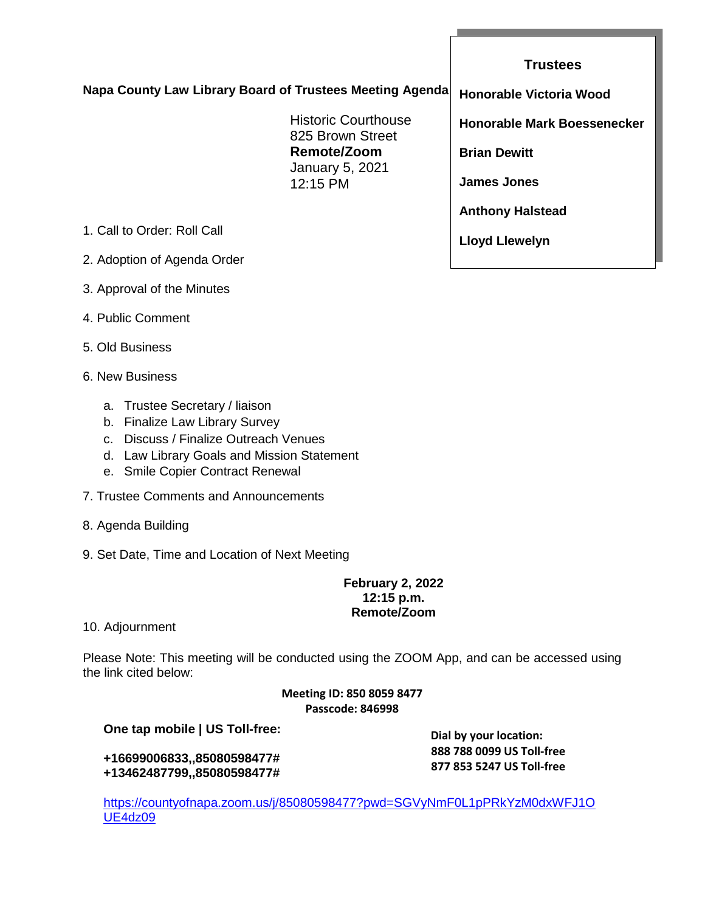**Napa County Law Library Board of Trustees Meeting Agenda**

Historic Courthouse
825 Brown Street
**Remote/Zoom**
January 5, 2021
12:15 PM

**Trustees**

**Honorable Victoria Wood**

**Honorable Mark Boessenecker**

**Brian Dewitt**

**James Jones**

**Anthony Halstead**

**Lloyd Llewelyn**

1. Call to Order: Roll Call

2. Adoption of Agenda Order

3. Approval of the Minutes

4. Public Comment

5. Old Business

6. New Business

   a. Trustee Secretary / liaison
   b. Finalize Law Library Survey
   c. Discuss / Finalize Outreach Venues
   d. Law Library Goals and Mission Statement
   e. Smile Copier Contract Renewal

7. Trustee Comments and Announcements

8. Agenda Building

9. Set Date, Time and Location of Next Meeting

**February 2, 2022**
**12:15 p.m.**
**Remote/Zoom**

10. Adjournment

Please Note: This meeting will be conducted using the ZOOM App, and can be accessed using the link cited below:

**Meeting ID: 850 8059 8477**
**Passcode: 846998**

**One tap mobile | US Toll-free:**

**+16699006833,,85080598477#**
**+13462487799,,85080598477#**

**Dial by your location:**
**888 788 0099 US Toll-free**
**877 853 5247 US Toll-free**

https://countyofnapa.zoom.us/j/85080598477?pwd=SGVyNmF0L1pPRkYzM0dxWFJ1OUE4dz09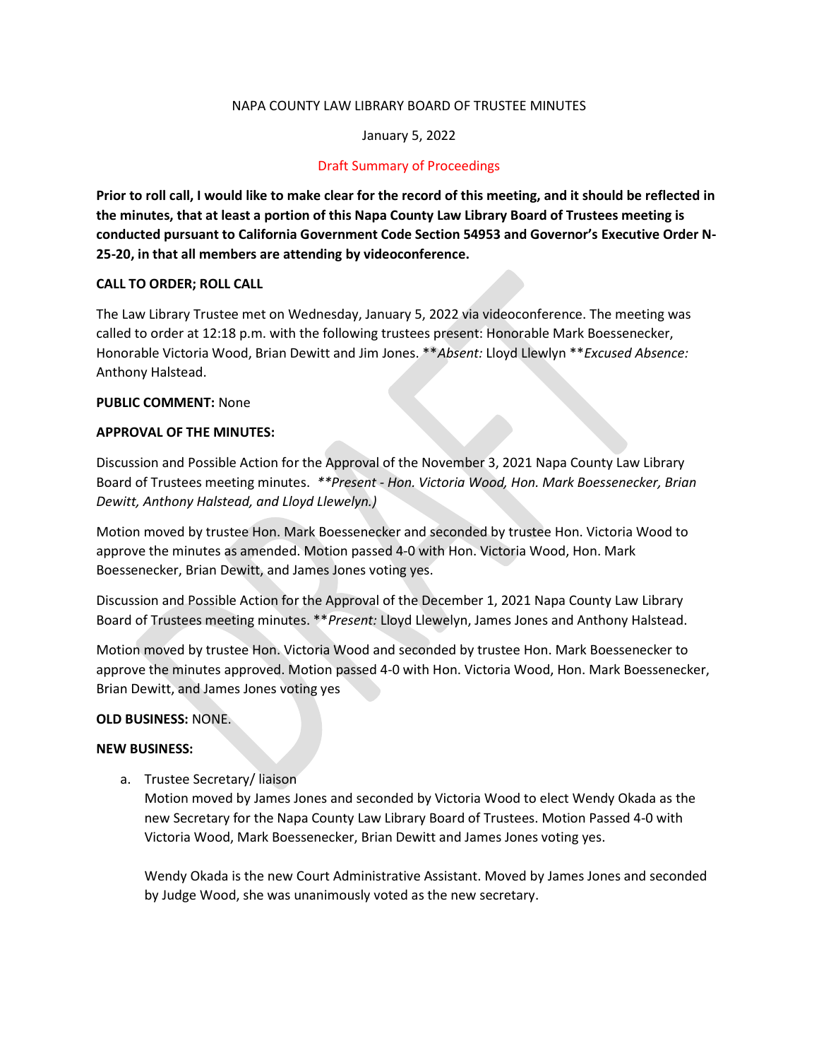NAPA COUNTY LAW LIBRARY BOARD OF TRUSTEE MINUTES

January 5, 2022

Draft Summary of Proceedings

**Prior to roll call, I would like to make clear for the record of this meeting, and it should be reflected in the minutes, that at least a portion of this Napa County Law Library Board of Trustees meeting is conducted pursuant to California Government Code Section 54953 and Governor's Executive Order N-25-20, in that all members are attending by videoconference.**

**CALL TO ORDER; ROLL CALL**

The Law Library Trustee met on Wednesday, January 5, 2022 via videoconference. The meeting was called to order at 12:18 p.m. with the following trustees present: Honorable Mark Boessenecker, Honorable Victoria Wood, Brian Dewitt and Jim Jones. ***\*Absent:* Lloyd Llewlyn ***\*Excused Absence:* Anthony Halstead.

**PUBLIC COMMENT:** None

**APPROVAL OF THE MINUTES:**

Discussion and Possible Action for the Approval of the November 3, 2021 Napa County Law Library Board of Trustees meeting minutes. *\*\*Present - Hon. Victoria Wood, Hon. Mark Boessenecker, Brian Dewitt, Anthony Halstead, and Lloyd Llewelyn.)*

Motion moved by trustee Hon. Mark Boessenecker and seconded by trustee Hon. Victoria Wood to approve the minutes as amended. Motion passed 4-0 with Hon. Victoria Wood, Hon. Mark Boessenecker, Brian Dewitt, and James Jones voting yes.

Discussion and Possible Action for the Approval of the December 1, 2021 Napa County Law Library Board of Trustees meeting minutes. ***\*Present:* Lloyd Llewelyn, James Jones and Anthony Halstead.

Motion moved by trustee Hon. Victoria Wood and seconded by trustee Hon. Mark Boessenecker to approve the minutes approved. Motion passed 4-0 with Hon. Victoria Wood, Hon. Mark Boessenecker, Brian Dewitt, and James Jones voting yes

**OLD BUSINESS:** NONE.

**NEW BUSINESS:**

a. Trustee Secretary/ liaison
   Motion moved by James Jones and seconded by Victoria Wood to elect Wendy Okada as the new Secretary for the Napa County Law Library Board of Trustees. Motion Passed 4-0 with Victoria Wood, Mark Boessenecker, Brian Dewitt and James Jones voting yes.

   Wendy Okada is the new Court Administrative Assistant. Moved by James Jones and seconded by Judge Wood, she was unanimously voted as the new secretary.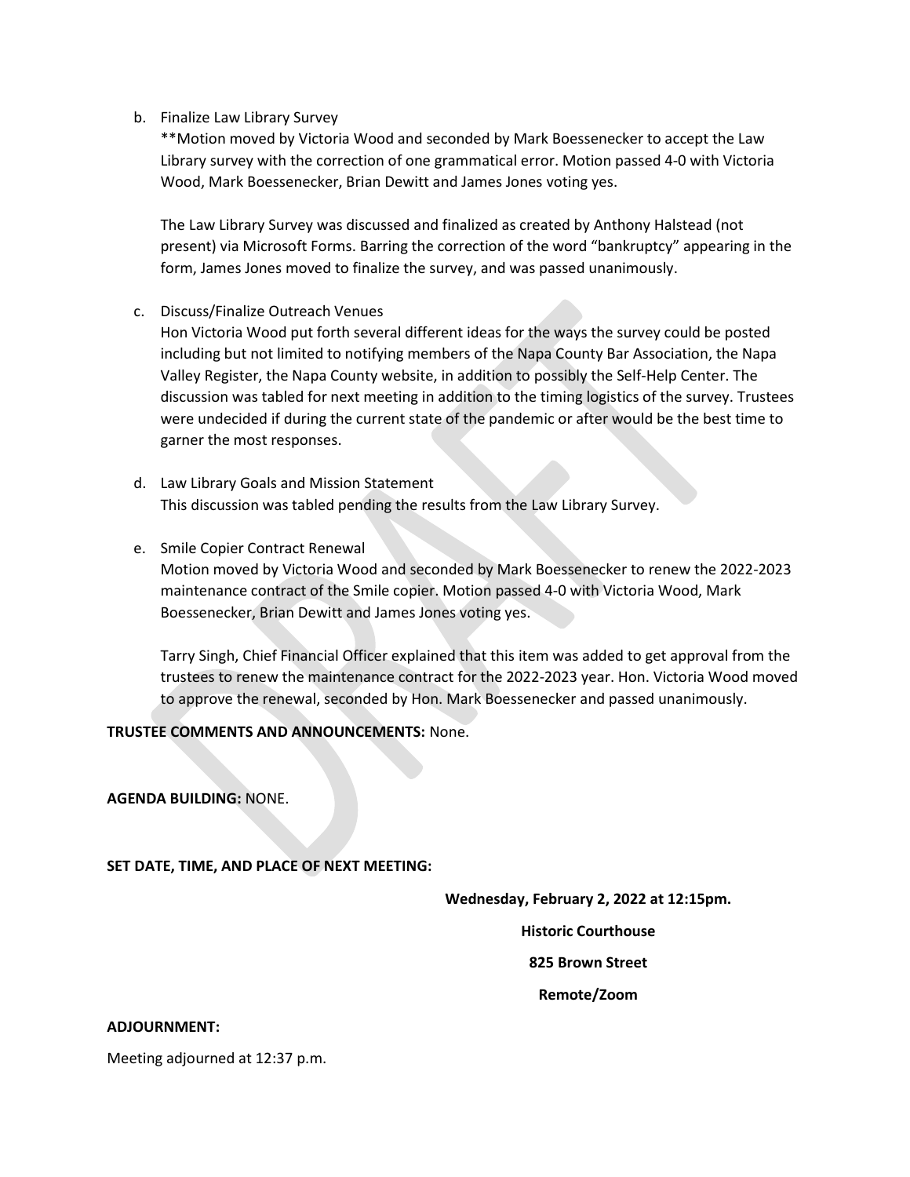b. Finalize Law Library Survey

   **Motion moved by Victoria Wood and seconded by Mark Boessenecker to accept the Law Library survey with the correction of one grammatical error. Motion passed 4-0 with Victoria Wood, Mark Boessenecker, Brian Dewitt and James Jones voting yes.

   The Law Library Survey was discussed and finalized as created by Anthony Halstead (not present) via Microsoft Forms. Barring the correction of the word "bankruptcy" appearing in the form, James Jones moved to finalize the survey, and was passed unanimously.

c. Discuss/Finalize Outreach Venues

   Hon Victoria Wood put forth several different ideas for the ways the survey could be posted including but not limited to notifying members of the Napa County Bar Association, the Napa Valley Register, the Napa County website, in addition to possibly the Self-Help Center. The discussion was tabled for next meeting in addition to the timing logistics of the survey. Trustees were undecided if during the current state of the pandemic or after would be the best time to garner the most responses.

d. Law Library Goals and Mission Statement

   This discussion was tabled pending the results from the Law Library Survey.

e. Smile Copier Contract Renewal

   Motion moved by Victoria Wood and seconded by Mark Boessenecker to renew the 2022-2023 maintenance contract of the Smile copier. Motion passed 4-0 with Victoria Wood, Mark Boessenecker, Brian Dewitt and James Jones voting yes.

   Tarry Singh, Chief Financial Officer explained that this item was added to get approval from the trustees to renew the maintenance contract for the 2022-2023 year. Hon. Victoria Wood moved to approve the renewal, seconded by Hon. Mark Boessenecker and passed unanimously.

**TRUSTEE COMMENTS AND ANNOUNCEMENTS:** None.

**AGENDA BUILDING:** NONE.

**SET DATE, TIME, AND PLACE OF NEXT MEETING:**

**Wednesday, February 2, 2022 at 12:15pm.**

**Historic Courthouse**

**825 Brown Street**

**Remote/Zoom**

**ADJOURNMENT:**

Meeting adjourned at 12:37 p.m.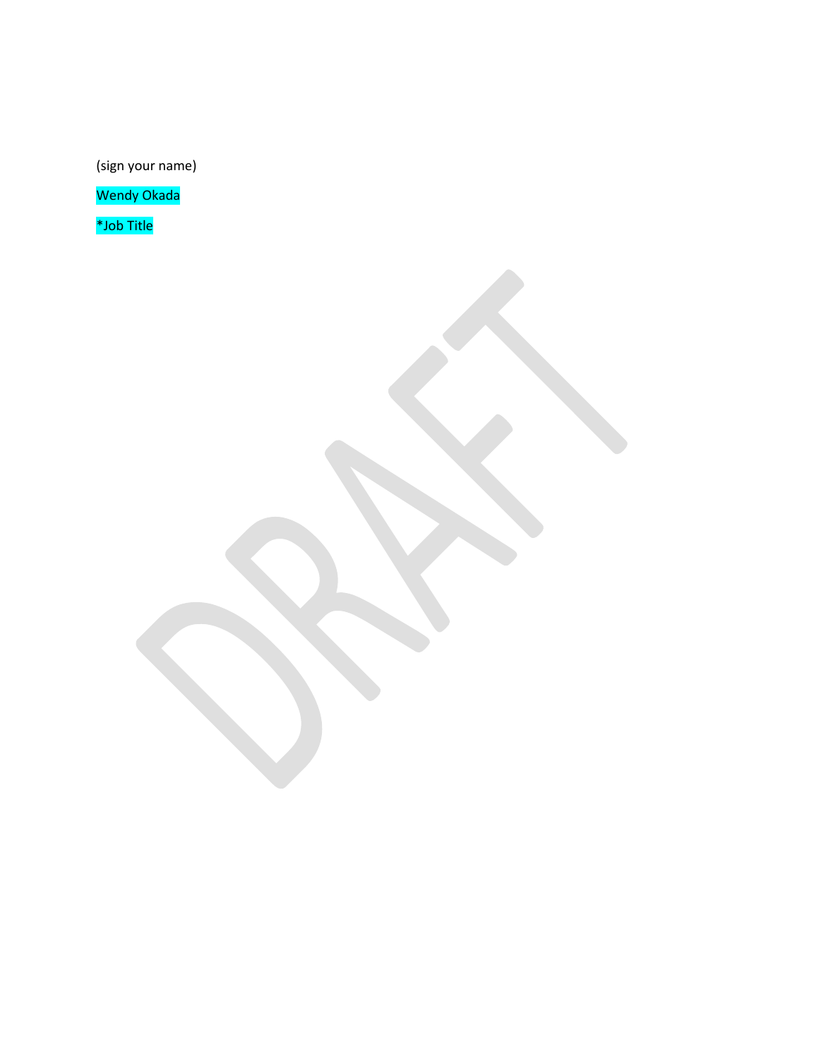(sign your name)

Wendy Okada

*Job Title